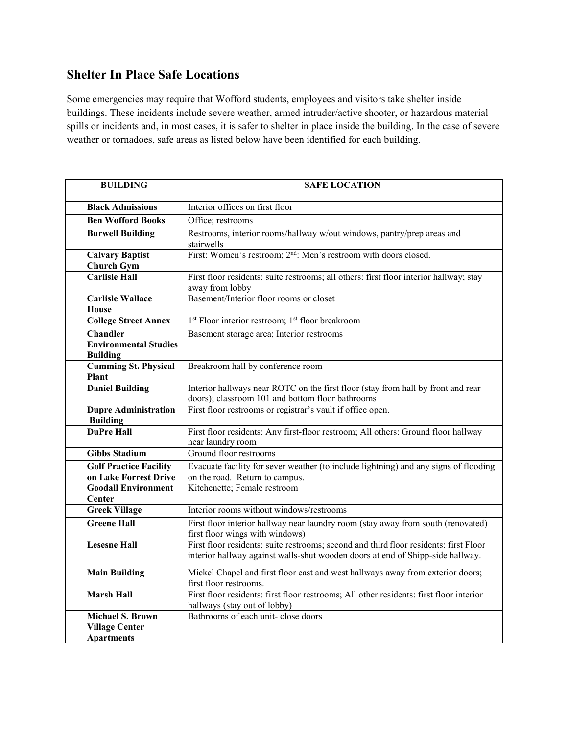## Shelter In Place Safe Locations

Some emergencies may require that Wofford students, employees and visitors take shelter inside buildings. These incidents include severe weather, armed intruder/active shooter, or hazardous material spills or incidents and, in most cases, it is safer to shelter in place inside the building. In the case of severe weather or tornadoes, safe areas as listed below have been identified for each building.

| BUILDING | SAFE LOCATION |
|---|---|
| **Black Admissions** | Interior offices on first floor |
| **Ben Wofford Books** | Office; restrooms |
| **Burwell Building** | Restrooms, interior rooms/hallway w/out windows, pantry/prep areas and stairwells |
| **Calvary Baptist Church Gym** | First: Women's restroom; 2nd: Men's restroom with doors closed. |
| **Carlisle Hall** | First floor residents: suite restrooms; all others: first floor interior hallway; stay away from lobby |
| **Carlisle Wallace House** | Basement/Interior floor rooms or closet |
| **College Street Annex** | 1st Floor interior restroom; 1st floor breakroom |
| **Chandler Environmental Studies Building** | Basement storage area; Interior restrooms |
| **Cumming St. Physical Plant** | Breakroom hall by conference room |
| **Daniel Building** | Interior hallways near ROTC on the first floor (stay from hall by front and rear doors); classroom 101 and bottom floor bathrooms |
| **Dupre Administration Building** | First floor restrooms or registrar's vault if office open. |
| **DuPre Hall** | First floor residents: Any first-floor restroom; All others: Ground floor hallway near laundry room |
| **Gibbs Stadium** | Ground floor restrooms |
| **Golf Practice Facility on Lake Forrest Drive** | Evacuate facility for sever weather (to include lightning) and any signs of flooding on the road. Return to campus. |
| **Goodall Environment Center** | Kitchenette; Female restroom |
| **Greek Village** | Interior rooms without windows/restrooms |
| **Greene Hall** | First floor interior hallway near laundry room (stay away from south (renovated) first floor wings with windows) |
| **Lesesne Hall** | First floor residents: suite restrooms; second and third floor residents: first Floor interior hallway against walls-shut wooden doors at end of Shipp-side hallway. |
| **Main Building** | Mickel Chapel and first floor east and west hallways away from exterior doors; first floor restrooms. |
| **Marsh Hall** | First floor residents: first floor restrooms; All other residents: first floor interior hallways (stay out of lobby) |
| **Michael S. Brown Village Center Apartments** | Bathrooms of each unit- close doors |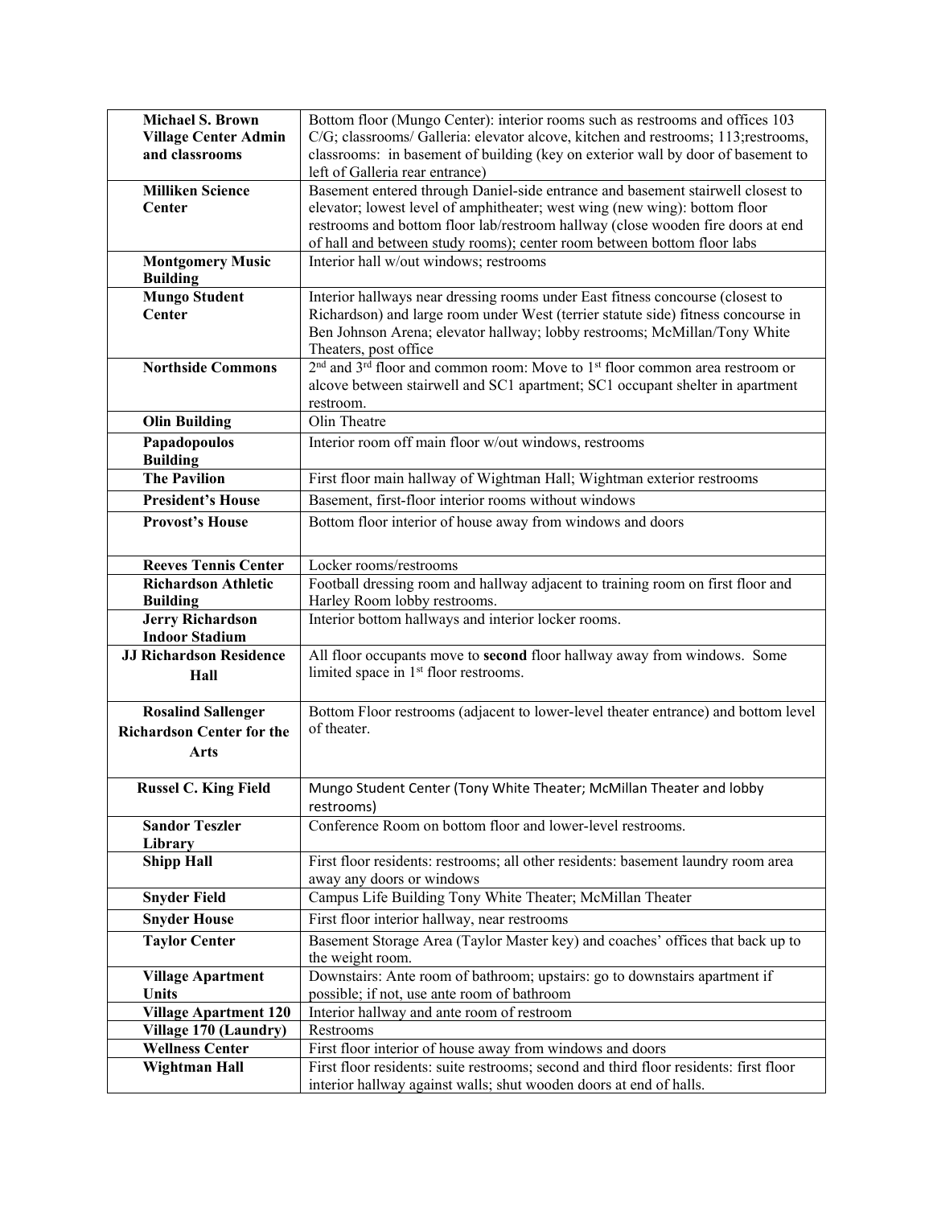| Michael S. Brown Village Center Admin and classrooms | Bottom floor (Mungo Center): interior rooms such as restrooms and offices 103 C/G; classrooms/ Galleria: elevator alcove, kitchen and restrooms; 113;restrooms, classrooms: in basement of building (key on exterior wall by door of basement to left of Galleria rear entrance) |
|---|---|
| Milliken Science Center | Basement entered through Daniel-side entrance and basement stairwell closest to elevator; lowest level of amphitheater; west wing (new wing): bottom floor restrooms and bottom floor lab/restroom hallway (close wooden fire doors at end of hall and between study rooms); center room between bottom floor labs |
| Montgomery Music Building | Interior hall w/out windows; restrooms |
| Mungo Student Center | Interior hallways near dressing rooms under East fitness concourse (closest to Richardson) and large room under West (terrier statute side) fitness concourse in Ben Johnson Arena; elevator hallway; lobby restrooms; McMillan/Tony White Theaters, post office |
| Northside Commons | 2nd and 3rd floor and common room: Move to 1st floor common area restroom or alcove between stairwell and SC1 apartment; SC1 occupant shelter in apartment restroom. |
| Olin Building | Olin Theatre |
| Papadopoulos Building | Interior room off main floor w/out windows, restrooms |
| The Pavilion | First floor main hallway of Wightman Hall; Wightman exterior restrooms |
| President's House | Basement, first-floor interior rooms without windows |
| Provost's House | Bottom floor interior of house away from windows and doors |
| Reeves Tennis Center | Locker rooms/restrooms |
| Richardson Athletic Building | Football dressing room and hallway adjacent to training room on first floor and Harley Room lobby restrooms. |
| Jerry Richardson Indoor Stadium | Interior bottom hallways and interior locker rooms. |
| JJ Richardson Residence Hall | All floor occupants move to **second** floor hallway away from windows. Some limited space in 1st floor restrooms. |
| Rosalind Sallenger Richardson Center for the Arts | Bottom Floor restrooms (adjacent to lower-level theater entrance) and bottom level of theater. |
| Russel C. King Field | Mungo Student Center (Tony White Theater; McMillan Theater and lobby restrooms) |
| Sandor Teszler Library | Conference Room on bottom floor and lower-level restrooms. |
| Shipp Hall | First floor residents: restrooms; all other residents: basement laundry room area away any doors or windows |
| Snyder Field | Campus Life Building Tony White Theater; McMillan Theater |
| Snyder House | First floor interior hallway, near restrooms |
| Taylor Center | Basement Storage Area (Taylor Master key) and coaches' offices that back up to the weight room. |
| Village Apartment Units | Downstairs: Ante room of bathroom; upstairs: go to downstairs apartment if possible; if not, use ante room of bathroom |
| Village Apartment 120 | Interior hallway and ante room of restroom |
| Village 170 (Laundry) | Restrooms |
| Wellness Center | First floor interior of house away from windows and doors |
| Wightman Hall | First floor residents: suite restrooms; second and third floor residents: first floor interior hallway against walls; shut wooden doors at end of halls. |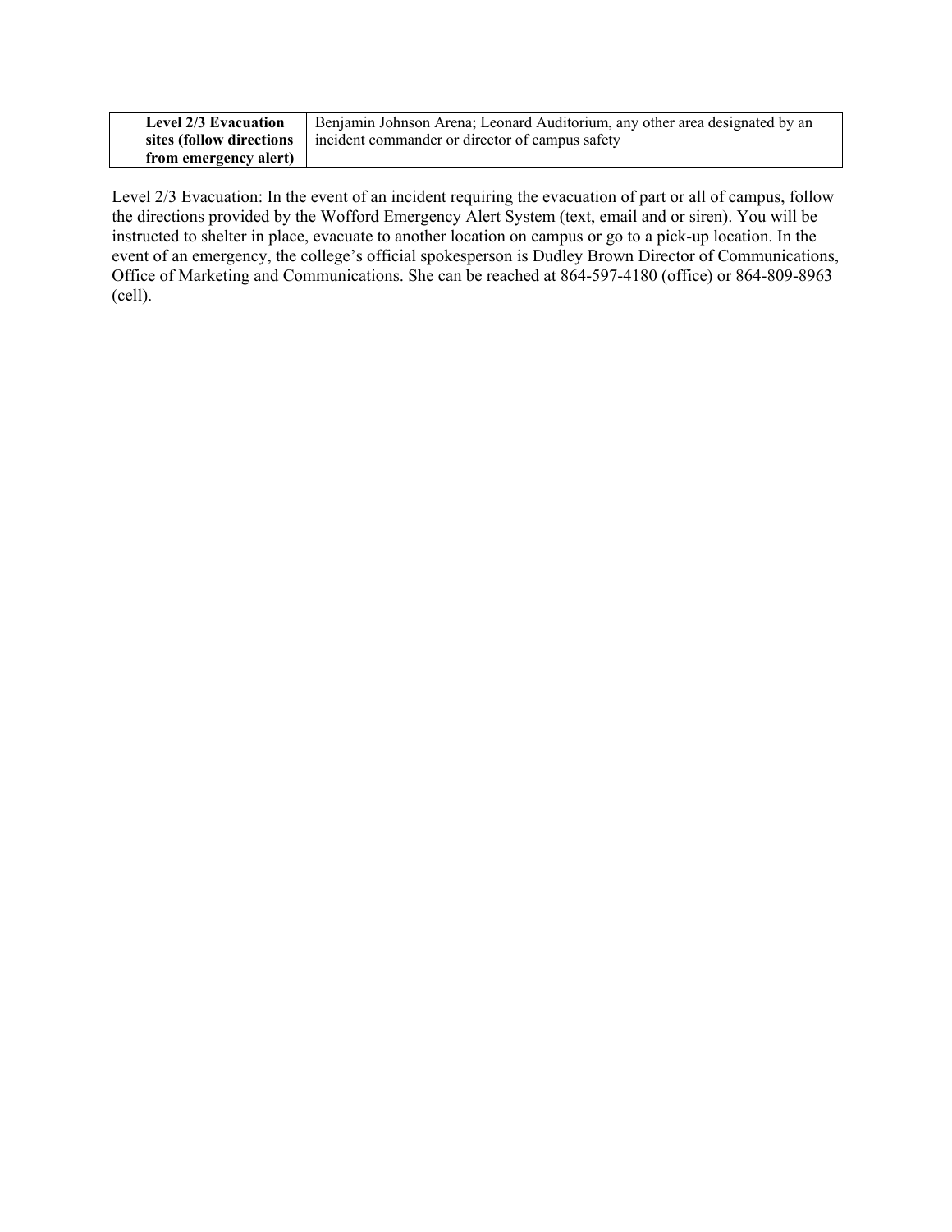| | |
|---|---|
| **Level 2/3 Evacuation sites (follow directions from emergency alert)** | Benjamin Johnson Arena; Leonard Auditorium, any other area designated by an incident commander or director of campus safety |

Level 2/3 Evacuation: In the event of an incident requiring the evacuation of part or all of campus, follow the directions provided by the Wofford Emergency Alert System (text, email and or siren). You will be instructed to shelter in place, evacuate to another location on campus or go to a pick-up location. In the event of an emergency, the college's official spokesperson is Dudley Brown Director of Communications, Office of Marketing and Communications. She can be reached at 864-597-4180 (office) or 864-809-8963 (cell).